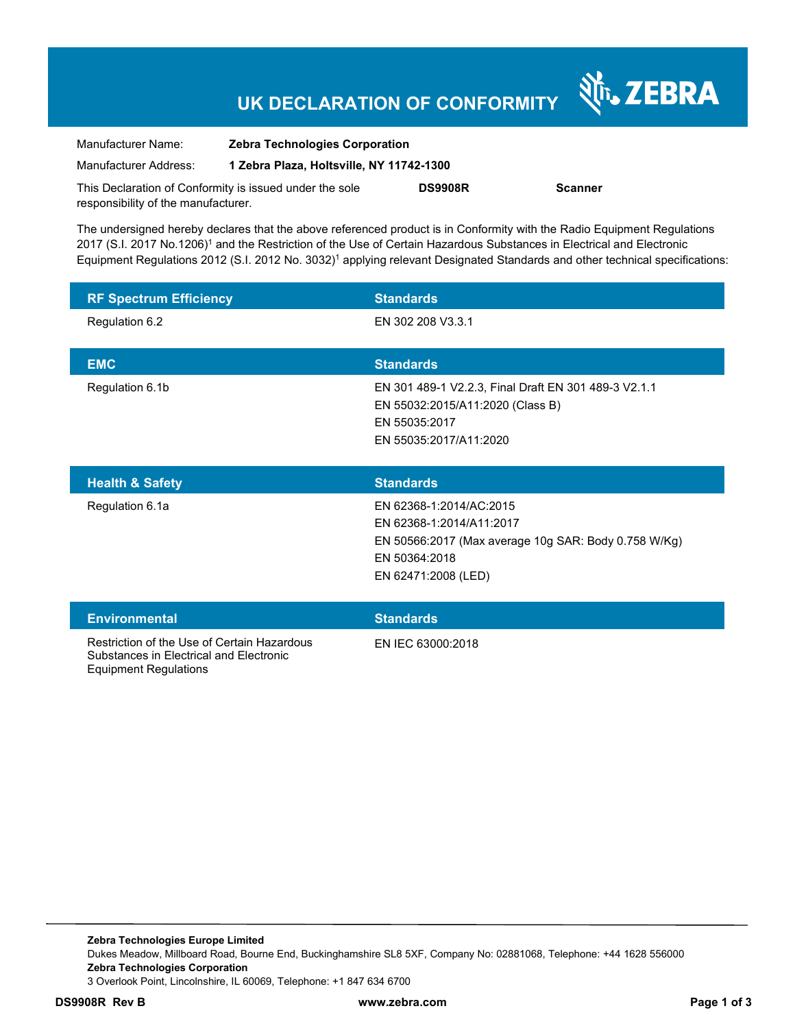# UK DECLARATION OF CONFORMITY

ZEBRA

| | |
|---|---|
| Manufacturer Name: | **Zebra Technologies Corporation** |
| Manufacturer Address: | **1 Zebra Plaza, Holtsville, NY 11742-1300** |

This Declaration of Conformity is issued under the sole responsibility of the manufacturer. **DS9908R** **Scanner**

The undersigned hereby declares that the above referenced product is in Conformity with the Radio Equipment Regulations 2017 (S.I. 2017 No.1206)[1] and the Restriction of the Use of Certain Hazardous Substances in Electrical and Electronic Equipment Regulations 2012 (S.I. 2012 No. 3032)[1] applying relevant Designated Standards and other technical specifications:

| RF Spectrum Efficiency | Standards |
|---|---|
| Regulation 6.2 | EN 302 208 V3.3.1 |

| EMC | Standards |
|---|---|
| Regulation 6.1b | EN 301 489-1 V2.2.3, Final Draft EN 301 489-3 V2.1.1<br>EN 55032:2015/A11:2020 (Class B)<br>EN 55035:2017<br>EN 55035:2017/A11:2020 |

| Health & Safety | Standards |
|---|---|
| Regulation 6.1a | EN 62368-1:2014/AC:2015<br>EN 62368-1:2014/A11:2017<br>EN 50566:2017 (Max average 10g SAR: Body 0.758 W/Kg)<br>EN 50364:2018<br>EN 62471:2008 (LED) |

| Environmental | Standards |
|---|---|
| Restriction of the Use of Certain Hazardous Substances in Electrical and Electronic Equipment Regulations | EN IEC 63000:2018 |

**Zebra Technologies Europe Limited**
Dukes Meadow, Millboard Road, Bourne End, Buckinghamshire SL8 5XF, Company No: 02881068, Telephone: +44 1628 556000
**Zebra Technologies Corporation**
3 Overlook Point, Lincolnshire, IL 60069, Telephone: +1 847 634 6700

**DS9908R Rev B** **www.zebra.com**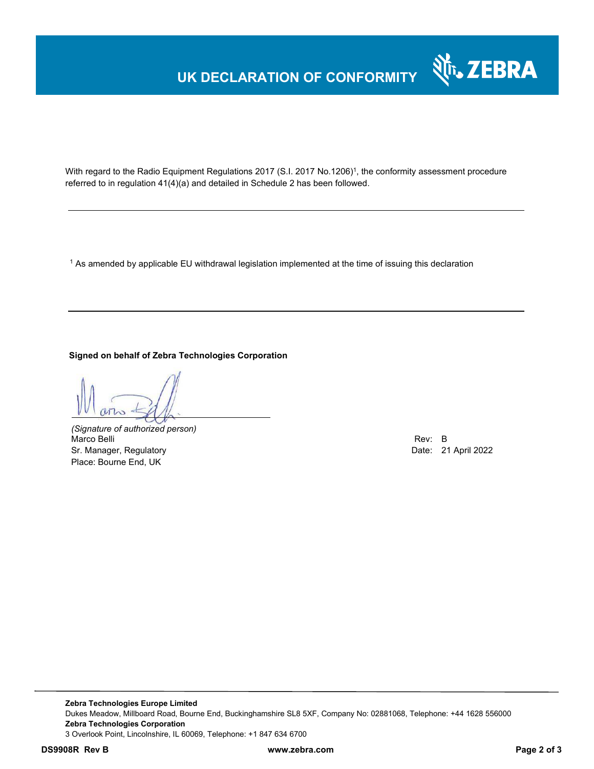# UK DECLARATION OF CONFORMITY

With regard to the Radio Equipment Regulations 2017 (S.I. 2017 No.1206)[1], the conformity assessment procedure referred to in regulation 41(4)(a) and detailed in Schedule 2 has been followed.

---

[1] As amended by applicable EU withdrawal legislation implemented at the time of issuing this declaration

---

**Signed on behalf of Zebra Technologies Corporation**

*(Signature of authorized person)*
Marco Belli
Sr. Manager, Regulatory
Place: Bourne End, UK

Rev: B
Date: 21 April 2022

---

**Zebra Technologies Europe Limited**
Dukes Meadow, Millboard Road, Bourne End, Buckinghamshire SL8 5XF, Company No: 02881068, Telephone: +44 1628 556000
**Zebra Technologies Corporation**
3 Overlook Point, Lincolnshire, IL 60069, Telephone: +1 847 634 6700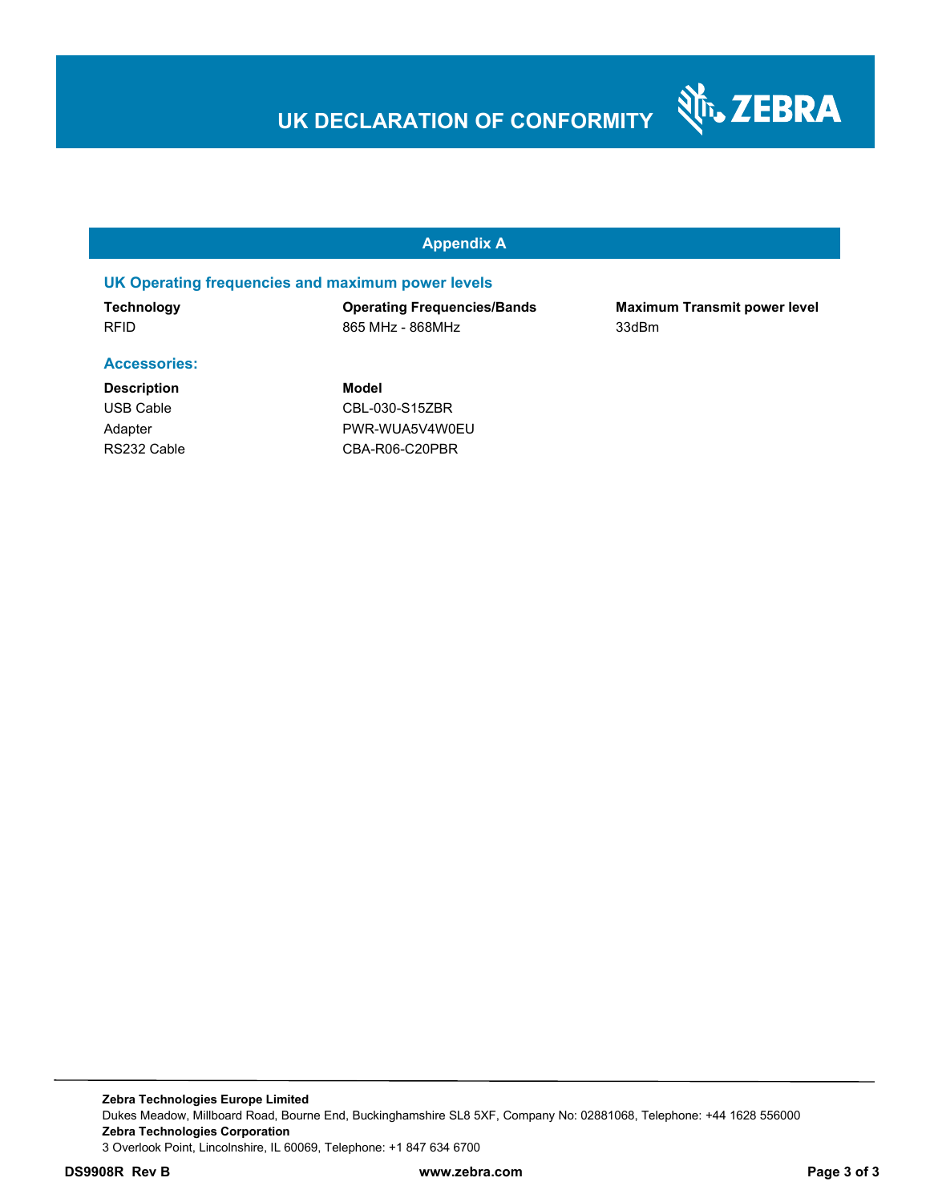# UK DECLARATION OF CONFORMITY

## Appendix A

### UK Operating frequencies and maximum power levels

| Technology | Operating Frequencies/Bands | Maximum Transmit power level |
|---|---|---|
| RFID | 865 MHz - 868MHz | 33dBm |

### Accessories:

| Description | Model |
|---|---|
| USB Cable | CBL-030-S15ZBR |
| Adapter | PWR-WUA5V4W0EU |
| RS232 Cable | CBA-R06-C20PBR |

**Zebra Technologies Europe Limited**
Dukes Meadow, Millboard Road, Bourne End, Buckinghamshire SL8 5XF, Company No: 02881068, Telephone: +44 1628 556000
**Zebra Technologies Corporation**
3 Overlook Point, Lincolnshire, IL 60069, Telephone: +1 847 634 6700

**DS9908R Rev B** **www.zebra.com**